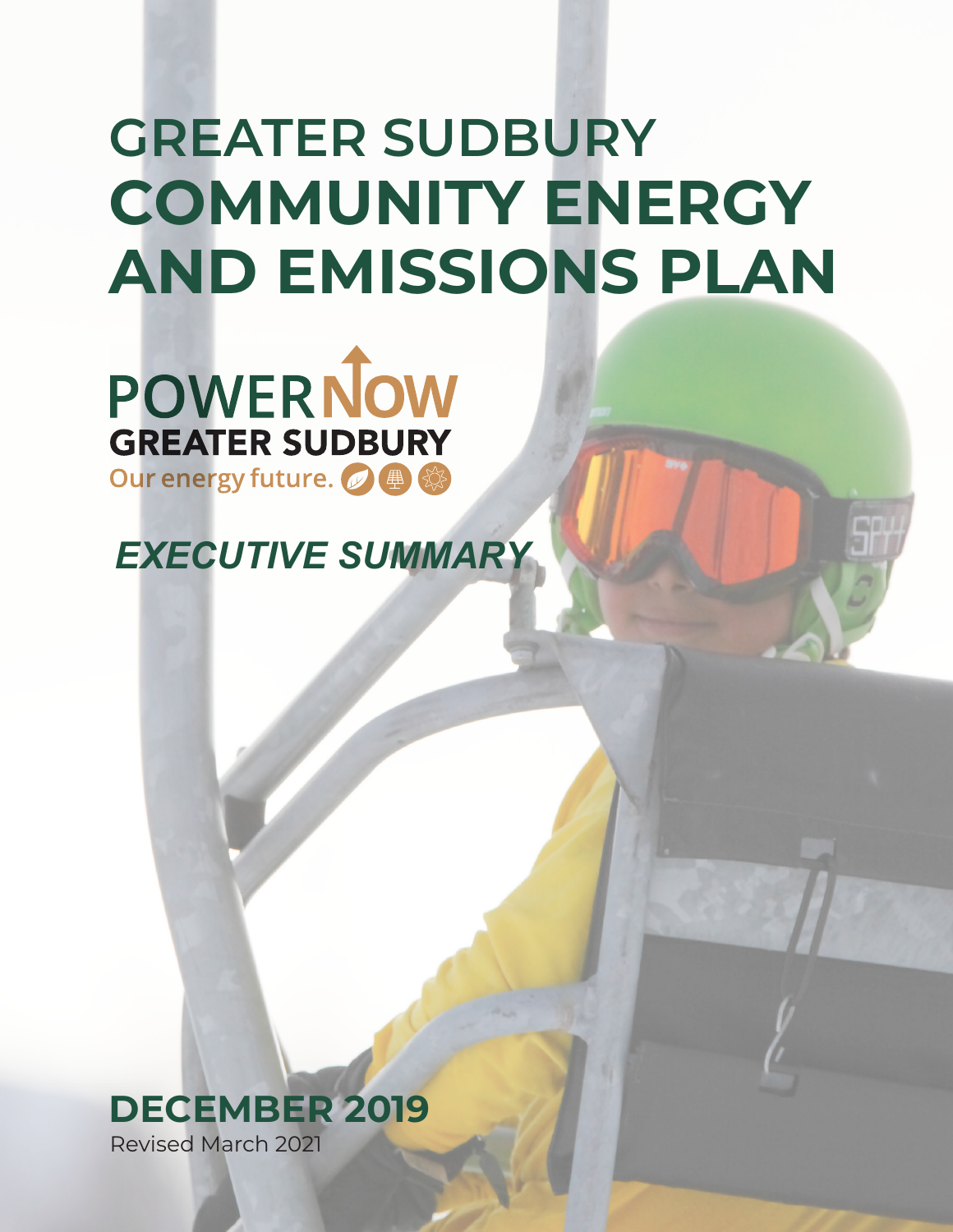# GREATER SUDBURY COMMUNITY ENERGY AND EMISSIONS PLAN

POWER NOW
GREATER SUDBURY
Our energy future.

## *EXECUTIVE SUMMARY*

**DECEMBER 2019**

Revised March 2021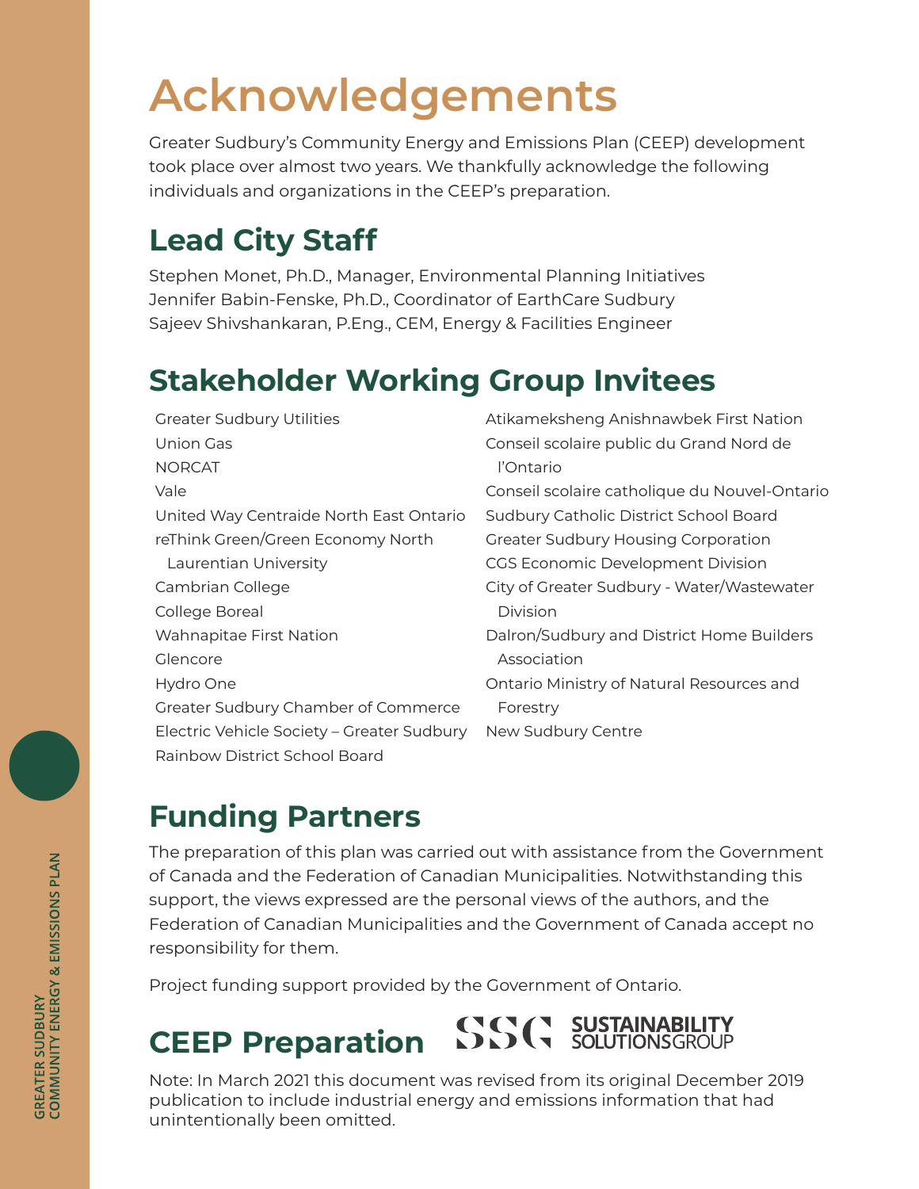# Acknowledgements

Greater Sudbury's Community Energy and Emissions Plan (CEEP) development took place over almost two years. We thankfully acknowledge the following individuals and organizations in the CEEP's preparation.

## Lead City Staff

Stephen Monet, Ph.D., Manager, Environmental Planning Initiatives
Jennifer Babin-Fenske, Ph.D., Coordinator of EarthCare Sudbury
Sajeev Shivshankaran, P.Eng., CEM, Energy & Facilities Engineer

## Stakeholder Working Group Invitees

- Greater Sudbury Utilities
- Union Gas
- NORCAT
- Vale
- United Way Centraide North East Ontario
- reThink Green/Green Economy North
- Laurentian University
- Cambrian College
- College Boreal
- Wahnapitae First Nation
- Glencore
- Hydro One
- Greater Sudbury Chamber of Commerce
- Electric Vehicle Society – Greater Sudbury
- Rainbow District School Board
- Atikameksheng Anishnawbek First Nation
- Conseil scolaire public du Grand Nord de l'Ontario
- Conseil scolaire catholique du Nouvel-Ontario
- Sudbury Catholic District School Board
- Greater Sudbury Housing Corporation
- CGS Economic Development Division
- City of Greater Sudbury - Water/Wastewater Division
- Dalron/Sudbury and District Home Builders Association
- Ontario Ministry of Natural Resources and Forestry
- New Sudbury Centre

## Funding Partners

The preparation of this plan was carried out with assistance from the Government of Canada and the Federation of Canadian Municipalities. Notwithstanding this support, the views expressed are the personal views of the authors, and the Federation of Canadian Municipalities and the Government of Canada accept no responsibility for them.

Project funding support provided by the Government of Ontario.

## CEEP Preparation

SSG SUSTAINABILITY SOLUTIONS GROUP

Note: In March 2021 this document was revised from its original December 2019 publication to include industrial energy and emissions information that had unintentionally been omitted.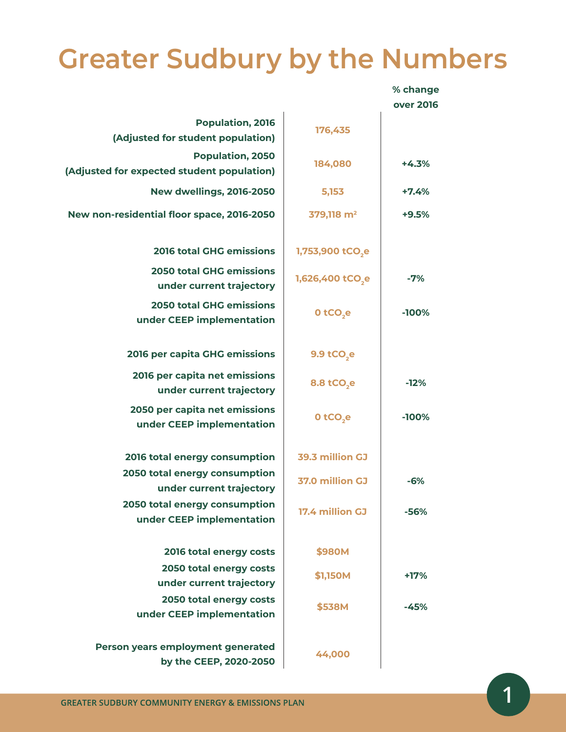# Greater Sudbury by the Numbers

| | | % change over 2016 |
|---|---|---|
| **Population, 2016 (Adjusted for student population)** | 176,435 | |
| **Population, 2050 (Adjusted for expected student population)** | 184,080 | +4.3% |
| **New dwellings, 2016-2050** | 5,153 | +7.4% |
| **New non-residential floor space, 2016-2050** | 379,118 $m^2$ | +9.5% |
| **2016 total GHG emissions** | 1,753,900 $tCO_2e$ | |
| **2050 total GHG emissions under current trajectory** | 1,626,400 $tCO_2e$ | -7% |
| **2050 total GHG emissions under CEEP implementation** | 0 $tCO_2e$ | -100% |
| **2016 per capita GHG emissions** | 9.9 $tCO_2e$ | |
| **2016 per capita net emissions under current trajectory** | 8.8 $tCO_2e$ | -12% |
| **2050 per capita net emissions under CEEP implementation** | 0 $tCO_2e$ | -100% |
| **2016 total energy consumption** | 39.3 million GJ | |
| **2050 total energy consumption under current trajectory** | 37.0 million GJ | -6% |
| **2050 total energy consumption under CEEP implementation** | 17.4 million GJ | -56% |
| **2016 total energy costs** | $980M | |
| **2050 total energy costs under current trajectory** | $1,150M | +17% |
| **2050 total energy costs under CEEP implementation** | $538M | -45% |
| **Person years employment generated by the CEEP, 2020-2050** | 44,000 | |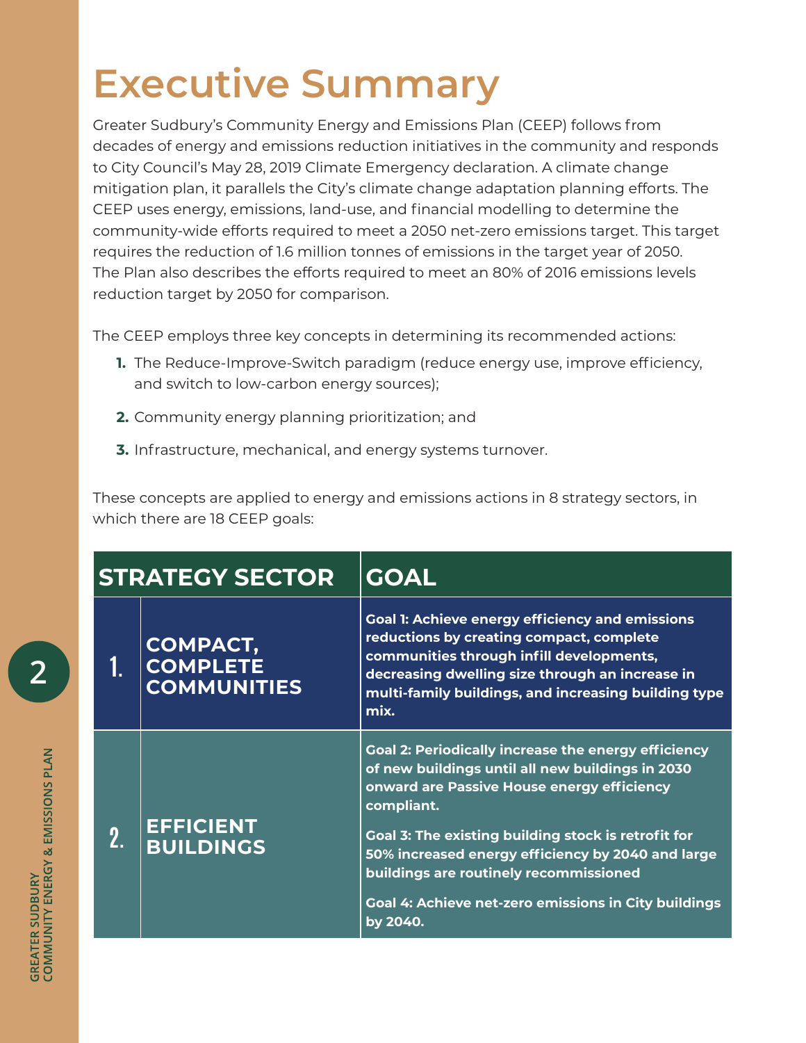# Executive Summary

Greater Sudbury's Community Energy and Emissions Plan (CEEP) follows from decades of energy and emissions reduction initiatives in the community and responds to City Council's May 28, 2019 Climate Emergency declaration. A climate change mitigation plan, it parallels the City's climate change adaptation planning efforts. The CEEP uses energy, emissions, land-use, and financial modelling to determine the community-wide efforts required to meet a 2050 net-zero emissions target. This target requires the reduction of 1.6 million tonnes of emissions in the target year of 2050. The Plan also describes the efforts required to meet an 80% of 2016 emissions levels reduction target by 2050 for comparison.

The CEEP employs three key concepts in determining its recommended actions:

1. The Reduce-Improve-Switch paradigm (reduce energy use, improve efficiency, and switch to low-carbon energy sources);
2. Community energy planning prioritization; and
3. Infrastructure, mechanical, and energy systems turnover.

These concepts are applied to energy and emissions actions in 8 strategy sectors, in which there are 18 CEEP goals:

| STRATEGY SECTOR | | GOAL |
|---|---|---|
| 1. | COMPACT, COMPLETE COMMUNITIES | **Goal 1: Achieve energy efficiency and emissions reductions by creating compact, complete communities through infill developments, decreasing dwelling size through an increase in multi-family buildings, and increasing building type mix.** |
| 2. | EFFICIENT BUILDINGS | **Goal 2: Periodically increase the energy efficiency of new buildings until all new buildings in 2030 onward are Passive House energy efficiency compliant.**<br>**Goal 3: The existing building stock is retrofit for 50% increased energy efficiency by 2040 and large buildings are routinely recommissioned**<br>**Goal 4: Achieve net-zero emissions in City buildings by 2040.** |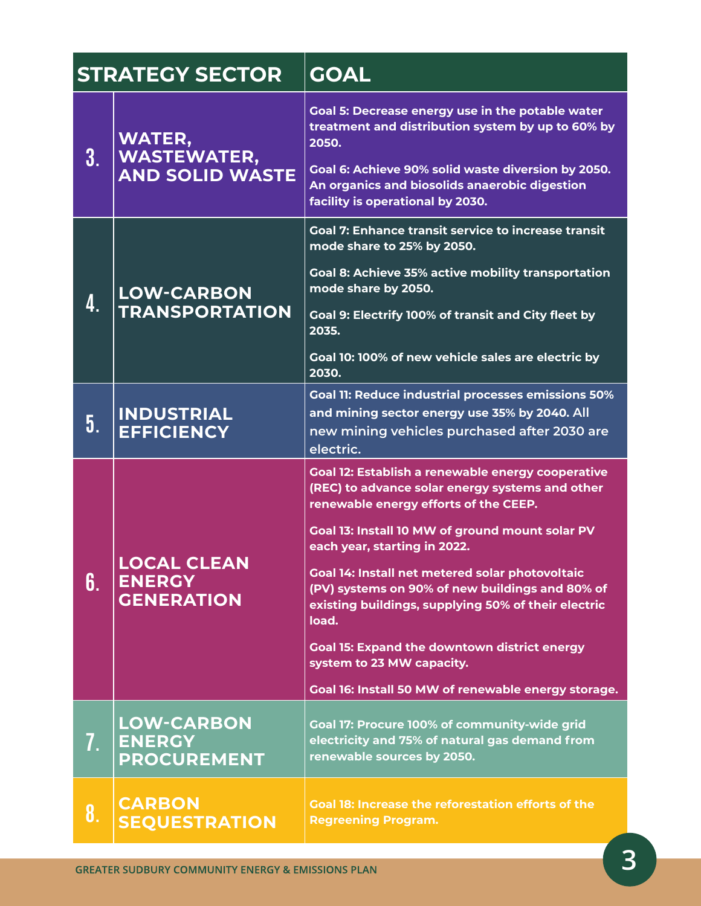| STRATEGY SECTOR | | GOAL |
|---|---|---|
| 3. | WATER, WASTEWATER, AND SOLID WASTE | Goal 5: Decrease energy use in the potable water treatment and distribution system by up to 60% by 2050.<br><br>Goal 6: Achieve 90% solid waste diversion by 2050. An organics and biosolids anaerobic digestion facility is operational by 2030. |
| 4. | LOW-CARBON TRANSPORTATION | Goal 7: Enhance transit service to increase transit mode share to 25% by 2050.<br><br>Goal 8: Achieve 35% active mobility transportation mode share by 2050.<br><br>Goal 9: Electrify 100% of transit and City fleet by 2035.<br><br>Goal 10: 100% of new vehicle sales are electric by 2030. |
| 5. | INDUSTRIAL EFFICIENCY | Goal 11: Reduce industrial processes emissions 50% and mining sector energy use 35% by 2040. All new mining vehicles purchased after 2030 are electric. |
| 6. | LOCAL CLEAN ENERGY GENERATION | Goal 12: Establish a renewable energy cooperative (REC) to advance solar energy systems and other renewable energy efforts of the CEEP.<br><br>Goal 13: Install 10 MW of ground mount solar PV each year, starting in 2022.<br><br>Goal 14: Install net metered solar photovoltaic (PV) systems on 90% of new buildings and 80% of existing buildings, supplying 50% of their electric load.<br><br>Goal 15: Expand the downtown district energy system to 23 MW capacity.<br><br>Goal 16: Install 50 MW of renewable energy storage. |
| 7. | LOW-CARBON ENERGY PROCUREMENT | Goal 17: Procure 100% of community-wide grid electricity and 75% of natural gas demand from renewable sources by 2050. |
| 8. | CARBON SEQUESTRATION | Goal 18: Increase the reforestation efforts of the Regreening Program. |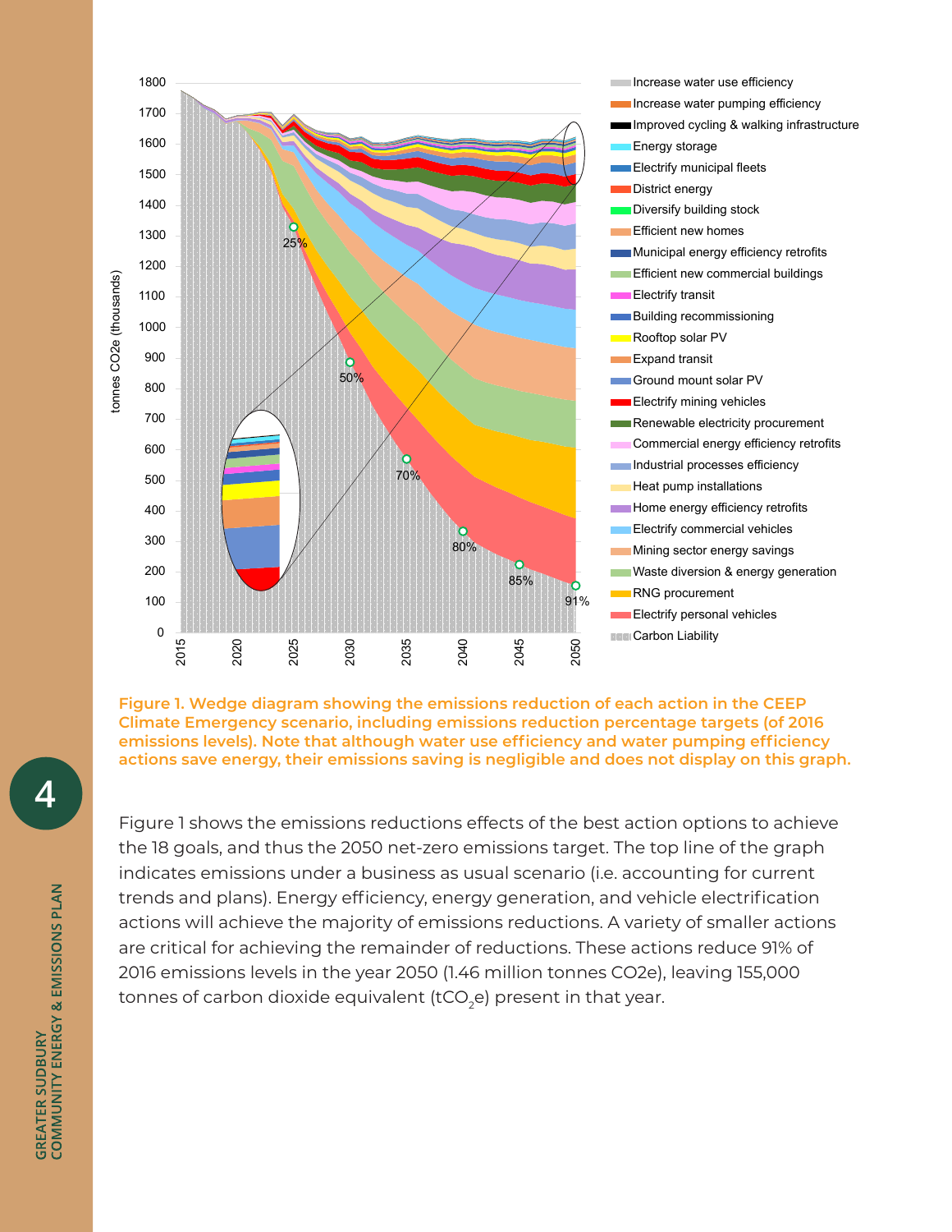Figure 1. Wedge diagram showing the emissions reduction of each action in the CEEP Climate Emergency scenario, including emissions reduction percentage targets (of 2016 emissions levels). Note that although water use efficiency and water pumping efficiency actions save energy, their emissions saving is negligible and does not display on this graph.

Figure 1 shows the emissions reductions effects of the best action options to achieve the 18 goals, and thus the 2050 net-zero emissions target. The top line of the graph indicates emissions under a business as usual scenario (i.e. accounting for current trends and plans). Energy efficiency, energy generation, and vehicle electrification actions will achieve the majority of emissions reductions. A variety of smaller actions are critical for achieving the remainder of reductions. These actions reduce 91% of 2016 emissions levels in the year 2050 (1.46 million tonnes CO2e), leaving 155,000 tonnes of carbon dioxide equivalent ($tCO_2e$) present in that year.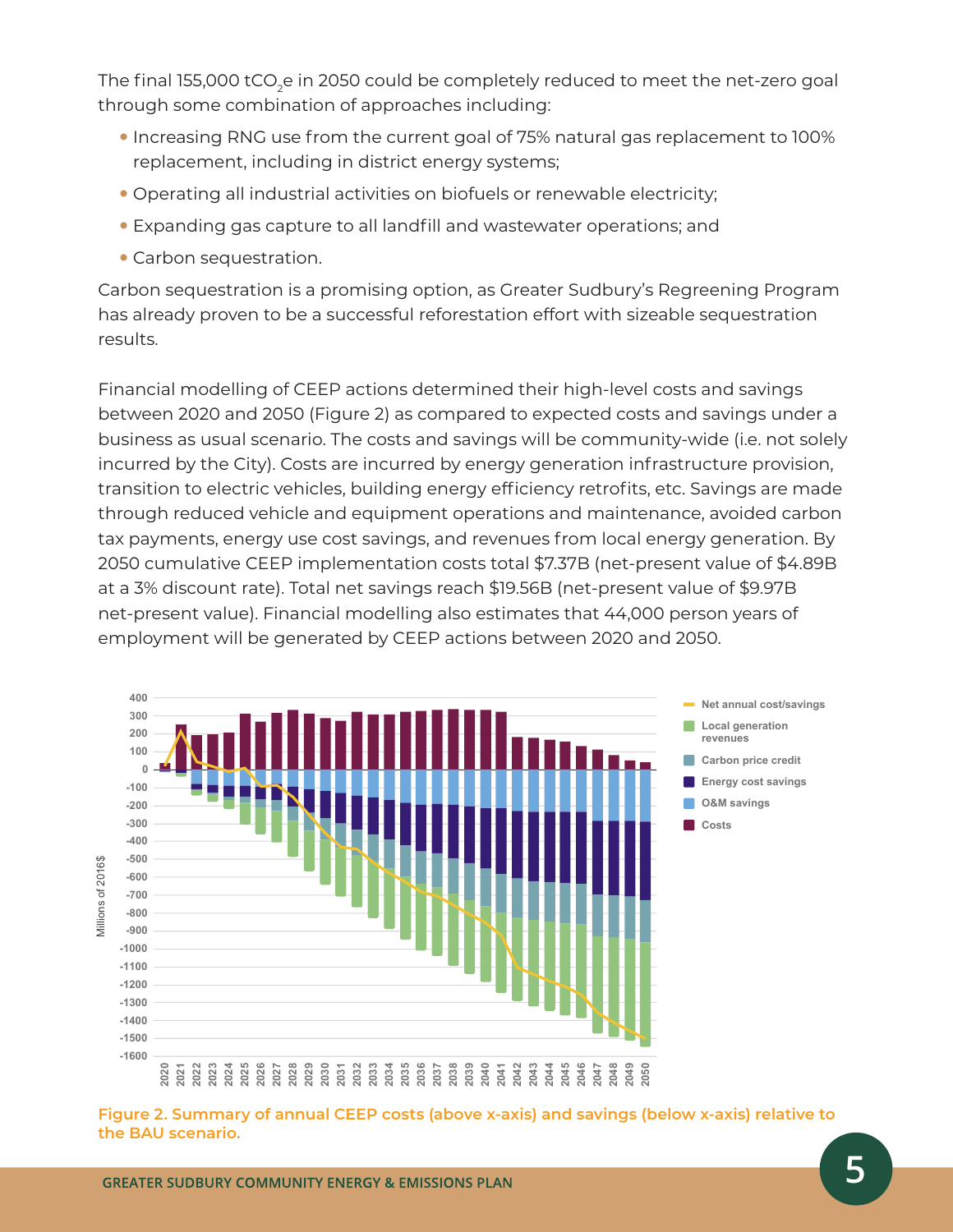The final 155,000 $tCO_2e$ in 2050 could be completely reduced to meet the net-zero goal through some combination of approaches including:

- Increasing RNG use from the current goal of 75% natural gas replacement to 100% replacement, including in district energy systems;
- Operating all industrial activities on biofuels or renewable electricity;
- Expanding gas capture to all landfill and wastewater operations; and
- Carbon sequestration.

Carbon sequestration is a promising option, as Greater Sudbury's Regreening Program has already proven to be a successful reforestation effort with sizeable sequestration results.

Financial modelling of CEEP actions determined their high-level costs and savings between 2020 and 2050 (Figure 2) as compared to expected costs and savings under a business as usual scenario. The costs and savings will be community-wide (i.e. not solely incurred by the City). Costs are incurred by energy generation infrastructure provision, transition to electric vehicles, building energy efficiency retrofits, etc. Savings are made through reduced vehicle and equipment operations and maintenance, avoided carbon tax payments, energy use cost savings, and revenues from local energy generation. By 2050 cumulative CEEP implementation costs total $7.37B (net-present value of $4.89B at a 3% discount rate). Total net savings reach $19.56B (net-present value of $9.97B net-present value). Financial modelling also estimates that 44,000 person years of employment will be generated by CEEP actions between 2020 and 2050.

**Figure 2. Summary of annual CEEP costs (above x-axis) and savings (below x-axis) relative to the BAU scenario.**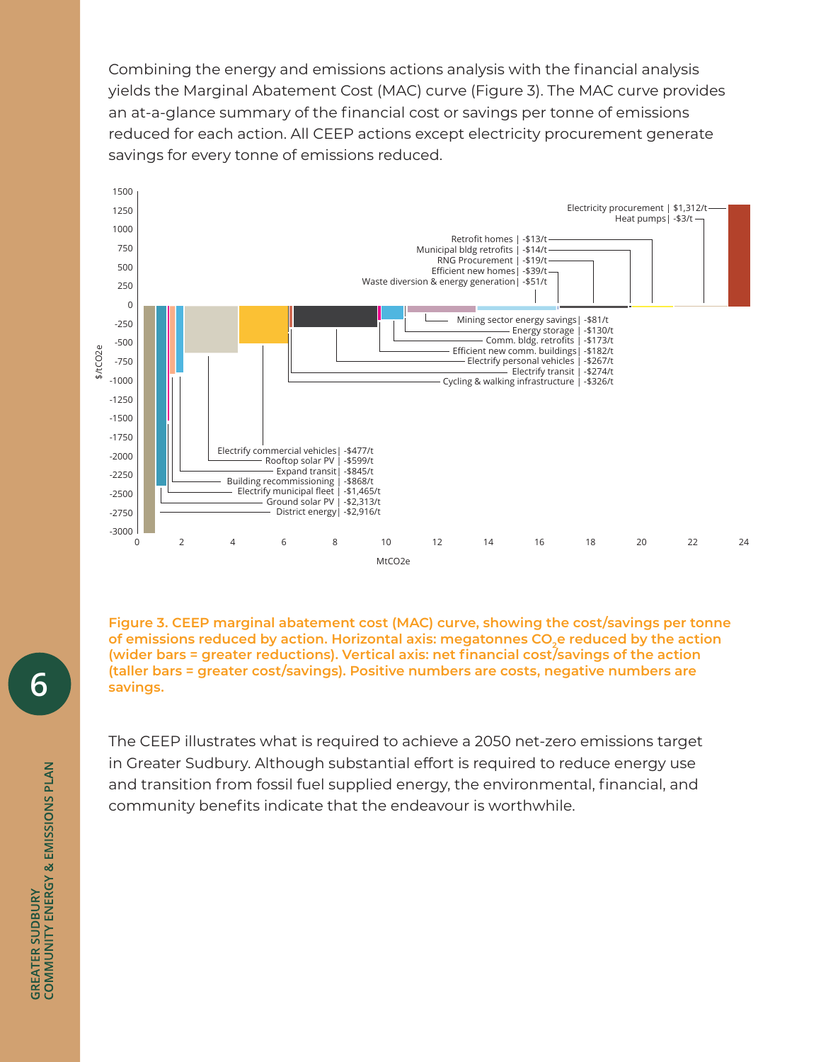Combining the energy and emissions actions analysis with the financial analysis yields the Marginal Abatement Cost (MAC) curve (Figure 3). The MAC curve provides an at-a-glance summary of the financial cost or savings per tonne of emissions reduced for each action. All CEEP actions except electricity procurement generate savings for every tonne of emissions reduced.

$/tCO2e

1500
1250
1000
750
500
250
0
-250
-500
-750
-1000
-1250
-1500
-1750
-2000
-2250
-2500
-2750
-3000

0 2 4 6 8 10 12 14 16 18 20 22 24

MtCO2e

Electricity procurement | $1,312/t
Heat pumps | -$3/t
Retrofit homes | -$13/t
Municipal bldg retrofits | -$14/t
RNG Procurement | -$19/t
Efficient new homes | -$39/t
Waste diversion & energy generation | -$51/t
Mining sector energy savings | -$81/t
Energy storage | -$130/t
Comm. bldg. retrofits | -$173/t
Efficient new comm. buildings | -$182/t
Electrify personal vehicles | -$267/t
Electrify transit | -$274/t
Cycling & walking infrastructure | -$326/t
Electrify commercial vehicles | -$477/t
Rooftop solar PV | -$599/t
Expand transit | -$845/t
Building recommissioning | -$868/t
Electrify municipal fleet | -$1,465/t
Ground solar PV | -$2,313/t
District energy | -$2,916/t

**Figure 3. CEEP marginal abatement cost (MAC) curve, showing the cost/savings per tonne of emissions reduced by action. Horizontal axis: megatonnes $CO_2e$ reduced by the action (wider bars = greater reductions). Vertical axis: net financial cost/savings of the action (taller bars = greater cost/savings). Positive numbers are costs, negative numbers are savings.**

The CEEP illustrates what is required to achieve a 2050 net-zero emissions target in Greater Sudbury. Although substantial effort is required to reduce energy use and transition from fossil fuel supplied energy, the environmental, financial, and community benefits indicate that the endeavour is worthwhile.